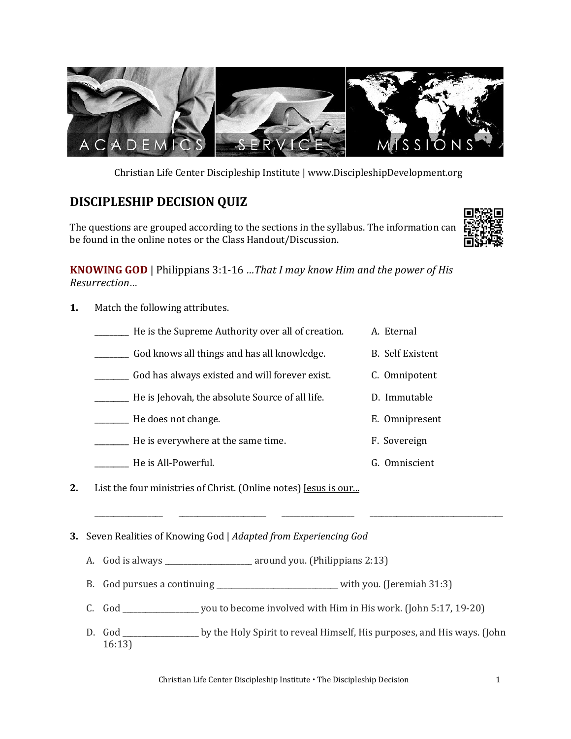ACADEMICS | SERVICE | MISSIONS

Christian Life Center Discipleship Institute | www.DiscipleshipDevelopment.org

## DISCIPLESHIP DECISION QUIZ

The questions are grouped according to the sections in the syllabus. The information can be found in the online notes or the Class Handout/Discussion.

**KNOWING GOD** | Philippians 3:1-16 *…That I may know Him and the power of His Resurrection…*

**1.** Match the following attributes.

| | | |
|---|---|---|
| ________ | He is the Supreme Authority over all of creation. | A. Eternal |
| ________ | God knows all things and has all knowledge. | B. Self Existent |
| ________ | God has always existed and will forever exist. | C. Omnipotent |
| ________ | He is Jehovah, the absolute Source of all life. | D. Immutable |
| ________ | He does not change. | E. Omnipresent |
| ________ | He is everywhere at the same time. | F. Sovereign |
| ________ | He is All-Powerful. | G. Omniscient |

**2.** List the four ministries of Christ. (Online notes) Jesus is our...

________________ ______________________ __________________ _________________________________

**3.** Seven Realities of Knowing God | *Adapted from Experiencing God*

A. God is always _____________________ around you. (Philippians 2:13)

B. God pursues a continuing ______________________________ with you. (Jeremiah 31:3)

C. God __________________ you to become involved with Him in His work. (John 5:17, 19-20)

D. God __________________ by the Holy Spirit to reveal Himself, His purposes, and His ways. (John 16:13)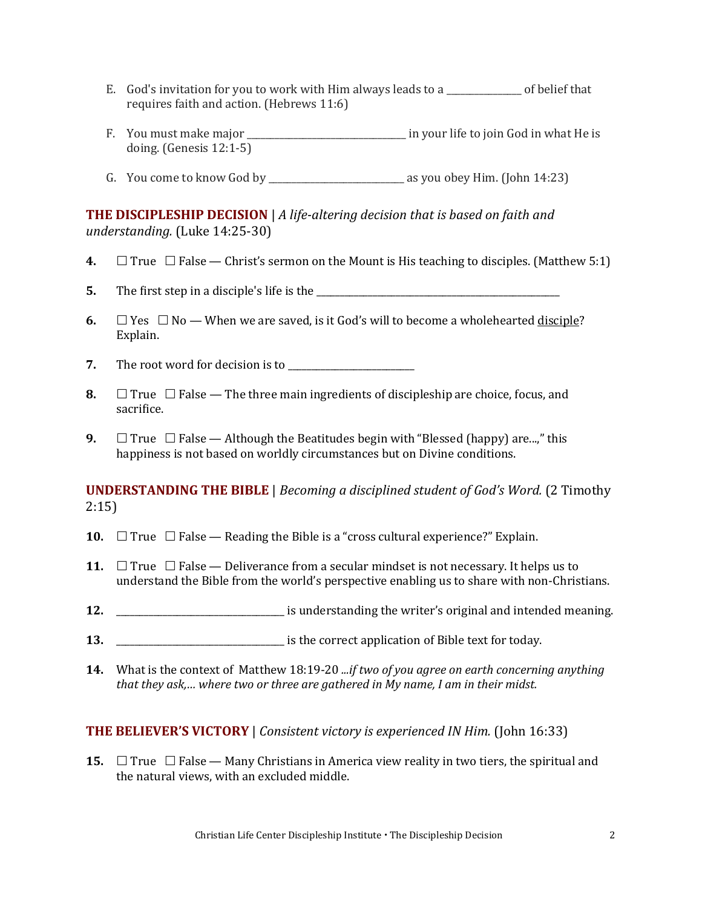E. God's invitation for you to work with Him always leads to a _______________ of belief that requires faith and action. (Hebrews 11:6)

F. You must make major ________________________________ in your life to join God in what He is doing. (Genesis 12:1-5)

G. You come to know God by ____________________________ as you obey Him. (John 14:23)

**THE DISCIPLESHIP DECISION** | *A life-altering decision that is based on faith and understanding.* (Luke 14:25-30)

**4.** ☐ True ☐ False — Christ's sermon on the Mount is His teaching to disciples. (Matthew 5:1)

**5.** The first step in a disciple's life is the __________________________________________________

**6.** ☐ Yes ☐ No — When we are saved, is it God's will to become a wholehearted <u>disciple</u>? Explain.

**7.** The root word for decision is to __________________________

**8.** ☐ True ☐ False — The three main ingredients of discipleship are choice, focus, and sacrifice.

**9.** ☐ True ☐ False — Although the Beatitudes begin with "Blessed (happy) are...," this happiness is not based on worldly circumstances but on Divine conditions.

**UNDERSTANDING THE BIBLE** | *Becoming a disciplined student of God's Word.* (2 Timothy 2:15)

**10.** ☐ True ☐ False — Reading the Bible is a "cross cultural experience?" Explain.

**11.** ☐ True ☐ False — Deliverance from a secular mindset is not necessary. It helps us to understand the Bible from the world's perspective enabling us to share with non-Christians.

**12.** __________________________________ is understanding the writer's original and intended meaning.

**13.** __________________________________ is the correct application of Bible text for today.

**14.** What is the context of Matthew 18:19-20 *...if two of you agree on earth concerning anything that they ask,... where two or three are gathered in My name, I am in their midst.*

**THE BELIEVER'S VICTORY** | *Consistent victory is experienced IN Him.* (John 16:33)

**15.** ☐ True ☐ False — Many Christians in America view reality in two tiers, the spiritual and the natural views, with an excluded middle.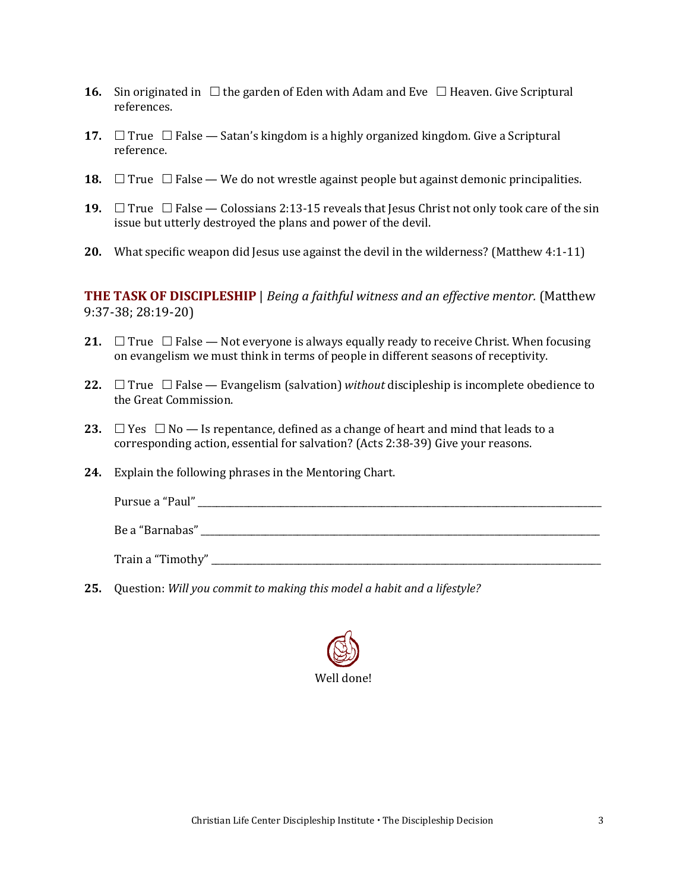**16.** Sin originated in ☐ the garden of Eden with Adam and Eve ☐ Heaven. Give Scriptural references.

**17.** ☐ True ☐ False — Satan's kingdom is a highly organized kingdom. Give a Scriptural reference.

**18.** ☐ True ☐ False — We do not wrestle against people but against demonic principalities.

**19.** ☐ True ☐ False — Colossians 2:13-15 reveals that Jesus Christ not only took care of the sin issue but utterly destroyed the plans and power of the devil.

**20.** What specific weapon did Jesus use against the devil in the wilderness? (Matthew 4:1-11)

## THE TASK OF DISCIPLESHIP | *Being a faithful witness and an effective mentor.* (Matthew 9:37-38; 28:19-20)

**21.** ☐ True ☐ False — Not everyone is always equally ready to receive Christ. When focusing on evangelism we must think in terms of people in different seasons of receptivity.

**22.** ☐ True ☐ False — Evangelism (salvation) *without* discipleship is incomplete obedience to the Great Commission.

**23.** ☐ Yes ☐ No — Is repentance, defined as a change of heart and mind that leads to a corresponding action, essential for salvation? (Acts 2:38-39) Give your reasons.

**24.** Explain the following phrases in the Mentoring Chart.

Pursue a "Paul" ______________________________________________

Be a "Barnabas" ______________________________________________

Train a "Timothy" ______________________________________________

**25.** Question: *Will you commit to making this model a habit and a lifestyle?*

Well done!